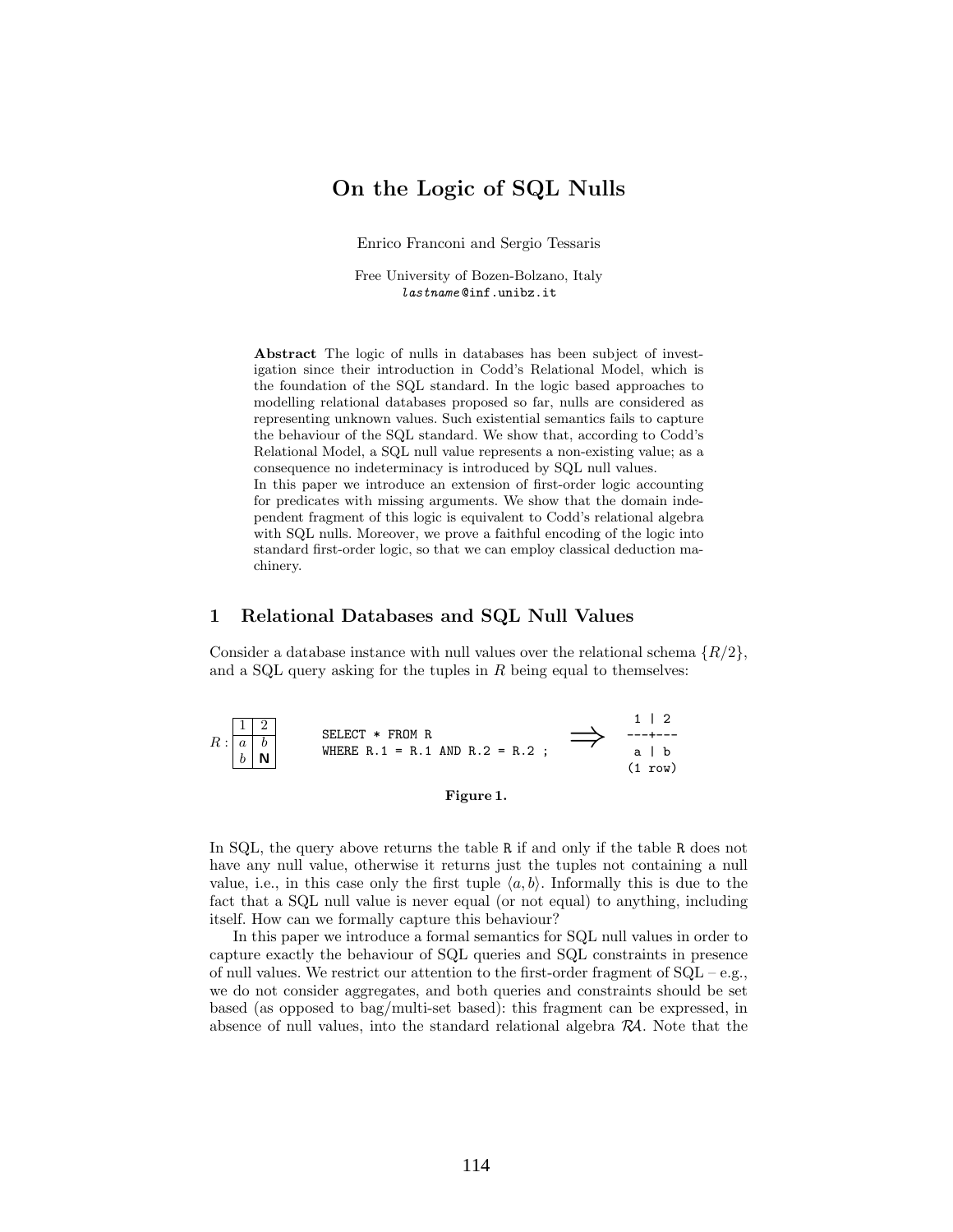# On the Logic of SQL Nulls

Enrico Franconi and Sergio Tessaris

Free University of Bozen-Bolzano, Italy
*lastname*@inf.unibz.it

**Abstract** The logic of nulls in databases has been subject of investigation since their introduction in Codd's Relational Model, which is the foundation of the SQL standard. In the logic based approaches to modelling relational databases proposed so far, nulls are considered as representing unknown values. Such existential semantics fails to capture the behaviour of the SQL standard. We show that, according to Codd's Relational Model, a SQL null value represents a non-existing value; as a consequence no indeterminacy is introduced by SQL null values.
In this paper we introduce an extension of first-order logic accounting for predicates with missing arguments. We show that the domain independent fragment of this logic is equivalent to Codd's relational algebra with SQL nulls. Moreover, we prove a faithful encoding of the logic into standard first-order logic, so that we can employ classical deduction machinery.

## 1 Relational Databases and SQL Null Values

Consider a database instance with null values over the relational schema $\{R/2\}$, and a SQL query asking for the tuples in $R$ being equal to themselves:

$R$:

| 1 | 2 |
|---|---|
| $a$ | $b$ |
| $b$ | **N** |

```
SELECT * FROM R
WHERE R.1 = R.1 AND R.2 = R.2 ;
```

$\Longrightarrow$

```
 1 | 2
---+---
 a | b
(1 row)
```

**Figure 1.**

In SQL, the query above returns the table R if and only if the table R does not have any null value, otherwise it returns just the tuples not containing a null value, i.e., in this case only the first tuple $\langle a, b\rangle$. Informally this is due to the fact that a SQL null value is never equal (or not equal) to anything, including itself. How can we formally capture this behaviour?

In this paper we introduce a formal semantics for SQL null values in order to capture exactly the behaviour of SQL queries and SQL constraints in presence of null values. We restrict our attention to the first-order fragment of SQL – e.g., we do not consider aggregates, and both queries and constraints should be set based (as opposed to bag/multi-set based): this fragment can be expressed, in absence of null values, into the standard relational algebra $\mathcal{RA}$. Note that the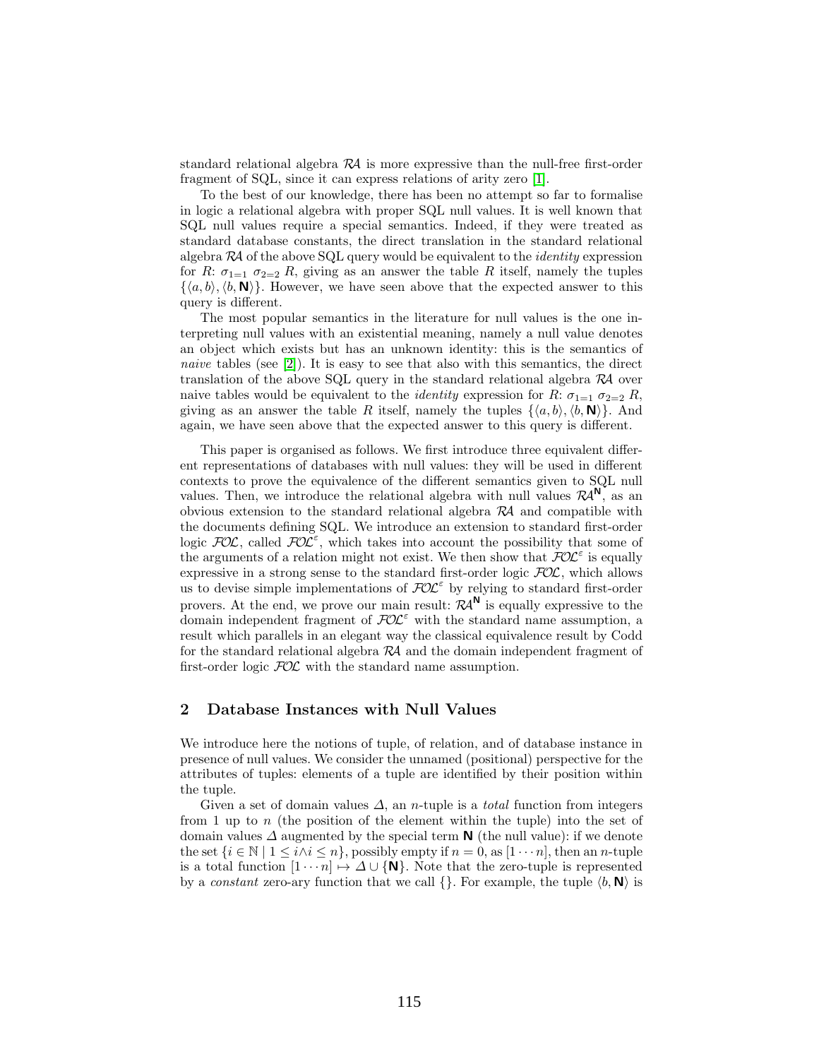standard relational algebra $\mathcal{RA}$ is more expressive than the null-free first-order fragment of SQL, since it can express relations of arity zero [1].

To the best of our knowledge, there has been no attempt so far to formalise in logic a relational algebra with proper SQL null values. It is well known that SQL null values require a special semantics. Indeed, if they were treated as standard database constants, the direct translation in the standard relational algebra $\mathcal{RA}$ of the above SQL query would be equivalent to the *identity* expression for $R$: $\sigma_{1=1}\ \sigma_{2=2}\ R$, giving as an answer the table $R$ itself, namely the tuples $\{\langle a, b\rangle, \langle b, \mathbf{N}\rangle\}$. However, we have seen above that the expected answer to this query is different.

The most popular semantics in the literature for null values is the one interpreting null values with an existential meaning, namely a null value denotes an object which exists but has an unknown identity: this is the semantics of *naive* tables (see [2]). It is easy to see that also with this semantics, the direct translation of the above SQL query in the standard relational algebra $\mathcal{RA}$ over naive tables would be equivalent to the *identity* expression for $R$: $\sigma_{1=1}\ \sigma_{2=2}\ R$, giving as an answer the table $R$ itself, namely the tuples $\{\langle a, b\rangle, \langle b, \mathbf{N}\rangle\}$. And again, we have seen above that the expected answer to this query is different.

This paper is organised as follows. We first introduce three equivalent different representations of databases with null values: they will be used in different contexts to prove the equivalence of the different semantics given to SQL null values. Then, we introduce the relational algebra with null values $\mathcal{RA}^{\mathbf{N}}$, as an obvious extension to the standard relational algebra $\mathcal{RA}$ and compatible with the documents defining SQL. We introduce an extension to standard first-order logic $\mathcal{FOL}$, called $\mathcal{FOL}^{\varepsilon}$, which takes into account the possibility that some of the arguments of a relation might not exist. We then show that $\mathcal{FOL}^{\varepsilon}$ is equally expressive in a strong sense to the standard first-order logic $\mathcal{FOL}$, which allows us to devise simple implementations of $\mathcal{FOL}^{\varepsilon}$ by relying to standard first-order provers. At the end, we prove our main result: $\mathcal{RA}^{\mathbf{N}}$ is equally expressive to the domain independent fragment of $\mathcal{FOL}^{\varepsilon}$ with the standard name assumption, a result which parallels in an elegant way the classical equivalence result by Codd for the standard relational algebra $\mathcal{RA}$ and the domain independent fragment of first-order logic $\mathcal{FOL}$ with the standard name assumption.

## 2 Database Instances with Null Values

We introduce here the notions of tuple, of relation, and of database instance in presence of null values. We consider the unnamed (positional) perspective for the attributes of tuples: elements of a tuple are identified by their position within the tuple.

Given a set of domain values $\Delta$, an $n$-tuple is a *total* function from integers from 1 up to $n$ (the position of the element within the tuple) into the set of domain values $\Delta$ augmented by the special term $\mathbf{N}$ (the null value): if we denote the set $\{i \in \mathbb{N} \mid 1 \leq i \wedge i \leq n\}$, possibly empty if $n = 0$, as $[1 \cdots n]$, then an $n$-tuple is a total function $[1 \cdots n] \mapsto \Delta \cup \{\mathbf{N}\}$. Note that the zero-tuple is represented by a *constant* zero-ary function that we call $\{\}$. For example, the tuple $\langle b, \mathbf{N}\rangle$ is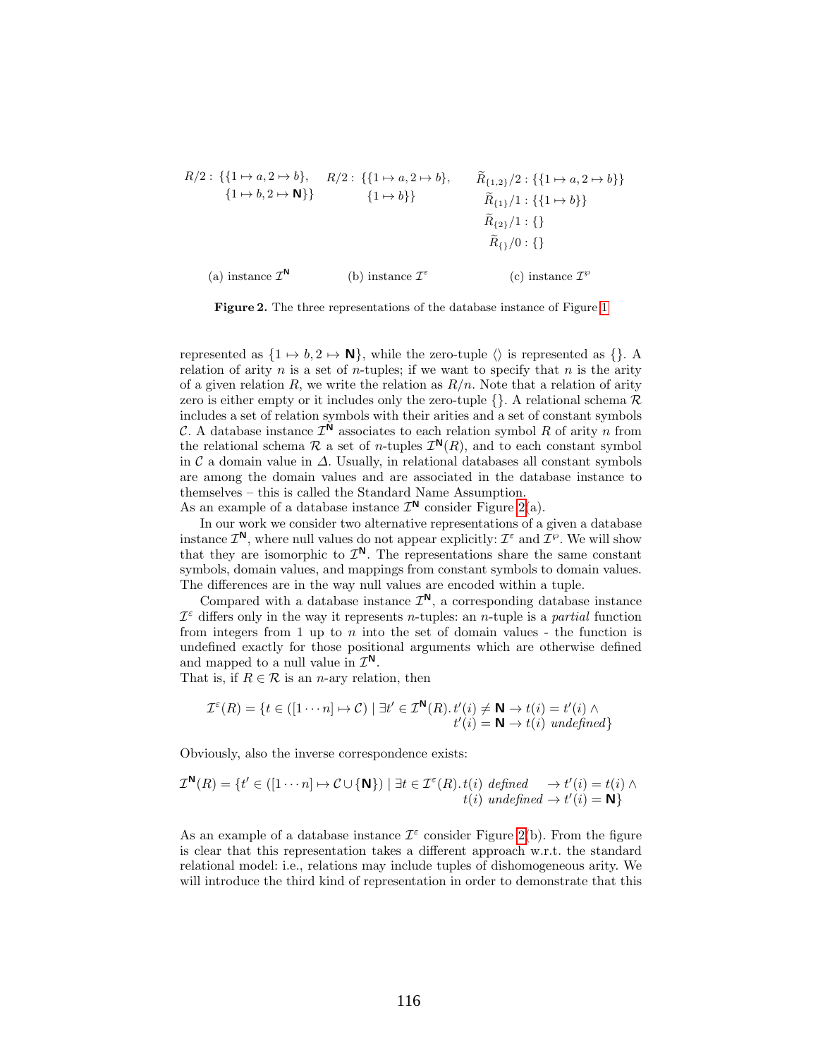$$R/2: \{\{1 \mapsto a, 2 \mapsto b\}, \{1 \mapsto b, 2 \mapsto \mathbf{N}\}\}$$

(a) instance $\mathcal{I}^{\mathbf{N}}$

$$R/2: \{\{1 \mapsto a, 2 \mapsto b\}, \{1 \mapsto b\}\}$$

(b) instance $\mathcal{I}^{\varepsilon}$

$$\begin{aligned}
\widetilde{R}_{\{1,2\}}/2 &: \{\{1 \mapsto a, 2 \mapsto b\}\} \\
\widetilde{R}_{\{1\}}/1 &: \{\{1 \mapsto b\}\} \\
\widetilde{R}_{\{2\}}/1 &: \{\} \\
\widetilde{R}_{\{\}}/0 &: \{\}
\end{aligned}$$

(c) instance $\mathcal{I}^{\wp}$

**Figure 2.** The three representations of the database instance of Figure 1

represented as $\{1 \mapsto b, 2 \mapsto \mathbf{N}\}$, while the zero-tuple $\langle\rangle$ is represented as $\{\}$. A relation of arity $n$ is a set of $n$-tuples; if we want to specify that $n$ is the arity of a given relation $R$, we write the relation as $R/n$. Note that a relation of arity zero is either empty or it includes only the zero-tuple $\{\}$. A relational schema $\mathcal{R}$ includes a set of relation symbols with their arities and a set of constant symbols $\mathcal{C}$. A database instance $\mathcal{I}^{\mathbf{N}}$ associates to each relation symbol $R$ of arity $n$ from the relational schema $\mathcal{R}$ a set of $n$-tuples $\mathcal{I}^{\mathbf{N}}(R)$, and to each constant symbol in $\mathcal{C}$ a domain value in $\Delta$. Usually, in relational databases all constant symbols are among the domain values and are associated in the database instance to themselves – this is called the Standard Name Assumption.
As an example of a database instance $\mathcal{I}^{\mathbf{N}}$ consider Figure 2(a).

In our work we consider two alternative representations of a given a database instance $\mathcal{I}^{\mathbf{N}}$, where null values do not appear explicitly: $\mathcal{I}^{\varepsilon}$ and $\mathcal{I}^{\wp}$. We will show that they are isomorphic to $\mathcal{I}^{\mathbf{N}}$. The representations share the same constant symbols, domain values, and mappings from constant symbols to domain values. The differences are in the way null values are encoded within a tuple.

Compared with a database instance $\mathcal{I}^{\mathbf{N}}$, a corresponding database instance $\mathcal{I}^{\varepsilon}$ differs only in the way it represents $n$-tuples: an $n$-tuple is a *partial* function from integers from 1 up to $n$ into the set of domain values - the function is undefined exactly for those positional arguments which are otherwise defined and mapped to a null value in $\mathcal{I}^{\mathbf{N}}$.
That is, if $R \in \mathcal{R}$ is an $n$-ary relation, then

$$\mathcal{I}^{\varepsilon}(R) = \{t \in ([1 \cdots n] \mapsto \mathcal{C}) \mid \exists t' \in \mathcal{I}^{\mathbf{N}}(R).\, t'(i) \neq \mathbf{N} \rightarrow t(i) = t'(i) \wedge t'(i) = \mathbf{N} \rightarrow t(i) \ \textit{undefined}\}$$

Obviously, also the inverse correspondence exists:

$$\mathcal{I}^{\mathbf{N}}(R) = \{t' \in ([1 \cdots n] \mapsto \mathcal{C} \cup \{\mathbf{N}\}) \mid \exists t \in \mathcal{I}^{\varepsilon}(R).\, t(i) \ \textit{defined} \rightarrow t'(i) = t(i) \wedge t(i) \ \textit{undefined} \rightarrow t'(i) = \mathbf{N}\}$$

As an example of a database instance $\mathcal{I}^{\varepsilon}$ consider Figure 2(b). From the figure is clear that this representation takes a different approach w.r.t. the standard relational model: i.e., relations may include tuples of dishomogeneous arity. We will introduce the third kind of representation in order to demonstrate that this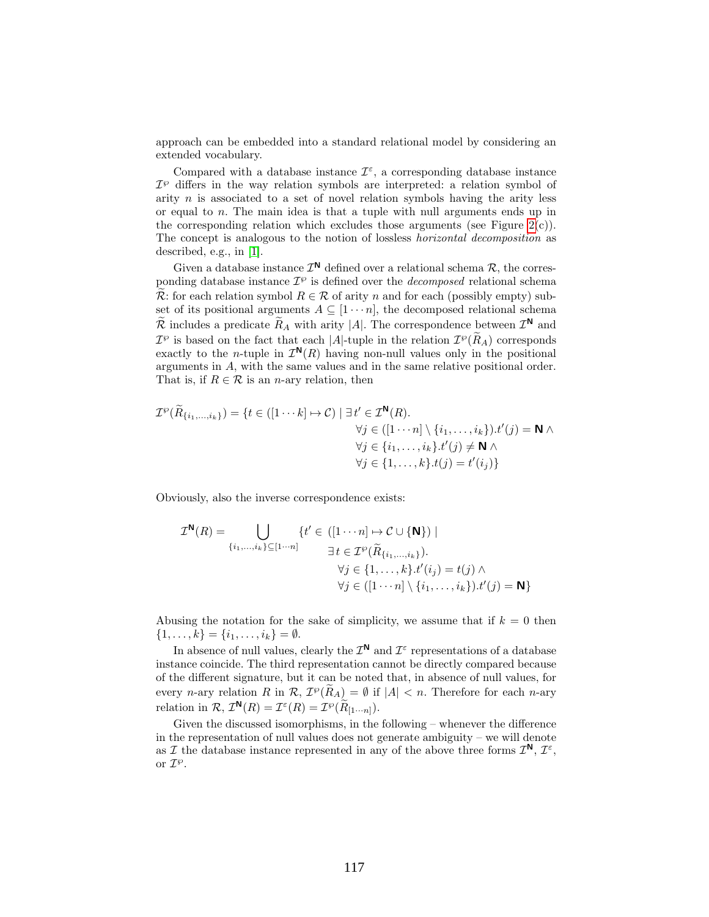approach can be embedded into a standard relational model by considering an extended vocabulary.

Compared with a database instance $\mathcal{I}^{\varepsilon}$, a corresponding database instance $\mathcal{I}^{\wp}$ differs in the way relation symbols are interpreted: a relation symbol of arity $n$ is associated to a set of novel relation symbols having the arity less or equal to $n$. The main idea is that a tuple with null arguments ends up in the corresponding relation which excludes those arguments (see Figure 2(c)). The concept is analogous to the notion of lossless *horizontal decomposition* as described, e.g., in [1].

Given a database instance $\mathcal{I}^{\mathbf{N}}$ defined over a relational schema $\mathcal{R}$, the corresponding database instance $\mathcal{I}^{\wp}$ is defined over the *decomposed* relational schema $\widetilde{\mathcal{R}}$: for each relation symbol $R \in \mathcal{R}$ of arity $n$ and for each (possibly empty) subset of its positional arguments $A \subseteq [1 \cdots n]$, the decomposed relational schema $\widetilde{\mathcal{R}}$ includes a predicate $\widetilde{R}_A$ with arity $|A|$. The correspondence between $\mathcal{I}^{\mathbf{N}}$ and $\mathcal{I}^{\wp}$ is based on the fact that each $|A|$-tuple in the relation $\mathcal{I}^{\wp}(\widetilde{R}_A)$ corresponds exactly to the $n$-tuple in $\mathcal{I}^{\mathbf{N}}(R)$ having non-null values only in the positional arguments in $A$, with the same values and in the same relative positional order. That is, if $R \in \mathcal{R}$ is an $n$-ary relation, then

$$
\begin{aligned}
\mathcal{I}^{\wp}(\widetilde{R}_{\{i_1,\ldots,i_k\}}) = \{t \in ([1\cdots k] \mapsto \mathcal{C}) \mid \exists\, t' \in \mathcal{I}^{\mathbf{N}}(R).\ & \\
\forall j \in ([1\cdots n] \setminus \{i_1,\ldots,i_k\}).t'(j) = \mathbf{N}\ \wedge & \\
\forall j \in \{i_1,\ldots,i_k\}.t'(j) \neq \mathbf{N}\ \wedge & \\
\forall j \in \{1,\ldots,k\}.t(j) = t'(i_j)\} &
\end{aligned}
$$

Obviously, also the inverse correspondence exists:

$$
\begin{aligned}
\mathcal{I}^{\mathbf{N}}(R) = \bigcup_{\{i_1,\ldots,i_k\}\subseteq[1\cdots n]} \{t' \in\ & ([1\cdots n] \mapsto \mathcal{C} \cup \{\mathbf{N}\}) \mid \\
& \exists\, t \in \mathcal{I}^{\wp}(\widetilde{R}_{\{i_1,\ldots,i_k\}}). \\
& \quad \forall j \in \{1,\ldots,k\}.t'(i_j) = t(j)\ \wedge \\
& \quad \forall j \in ([1\cdots n] \setminus \{i_1,\ldots,i_k\}).t'(j) = \mathbf{N}\}
\end{aligned}
$$

Abusing the notation for the sake of simplicity, we assume that if $k = 0$ then $\{1,\ldots,k\} = \{i_1,\ldots,i_k\} = \emptyset$.

In absence of null values, clearly the $\mathcal{I}^{\mathbf{N}}$ and $\mathcal{I}^{\varepsilon}$ representations of a database instance coincide. The third representation cannot be directly compared because of the different signature, but it can be noted that, in absence of null values, for every $n$-ary relation $R$ in $\mathcal{R}$, $\mathcal{I}^{\wp}(\widetilde{R}_A) = \emptyset$ if $|A| < n$. Therefore for each $n$-ary relation in $\mathcal{R}$, $\mathcal{I}^{\mathbf{N}}(R) = \mathcal{I}^{\varepsilon}(R) = \mathcal{I}^{\wp}(\widetilde{R}_{[1\cdots n]})$.

Given the discussed isomorphisms, in the following – whenever the difference in the representation of null values does not generate ambiguity – we will denote as $\mathcal{I}$ the database instance represented in any of the above three forms $\mathcal{I}^{\mathbf{N}}$, $\mathcal{I}^{\varepsilon}$, or $\mathcal{I}^{\wp}$.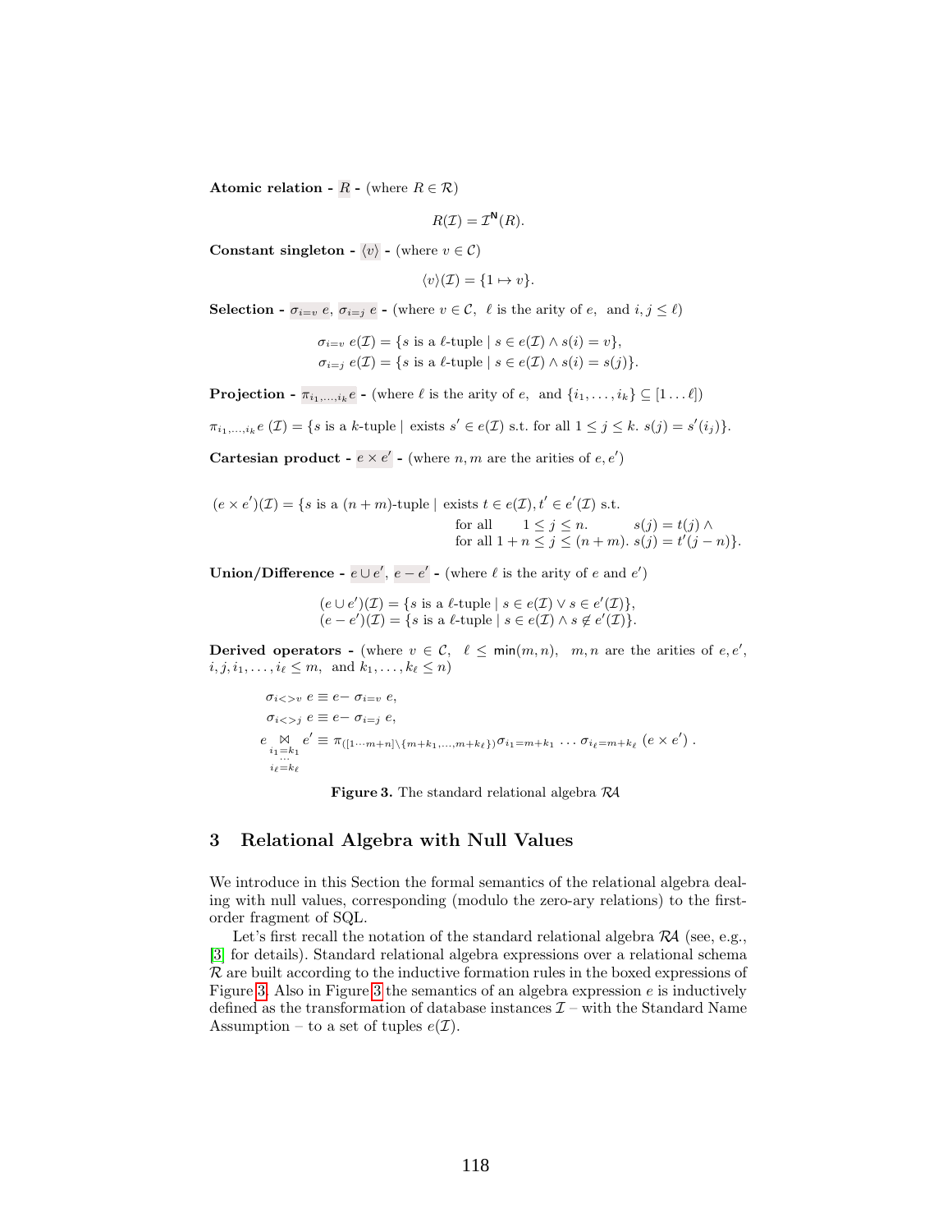**Atomic relation -** $R$ **-** (where $R \in \mathcal{R}$)

$$R(\mathcal{I}) = \mathcal{I}^{\mathsf{N}}(R).$$

**Constant singleton -** $\langle v \rangle$ **-** (where $v \in \mathcal{C}$)

$$\langle v \rangle(\mathcal{I}) = \{1 \mapsto v\}.$$

**Selection -** $\sigma_{i=v}\ e$, $\sigma_{i=j}\ e$ **-** (where $v \in \mathcal{C}$, $\ell$ is the arity of $e$, and $i, j \leq \ell$)

$$\sigma_{i=v}\ e(\mathcal{I}) = \{s \text{ is a } \ell\text{-tuple} \mid s \in e(\mathcal{I}) \wedge s(i) = v\},$$
$$\sigma_{i=j}\ e(\mathcal{I}) = \{s \text{ is a } \ell\text{-tuple} \mid s \in e(\mathcal{I}) \wedge s(i) = s(j)\}.$$

**Projection -** $\pi_{i_1,\ldots,i_k} e$ **-** (where $\ell$ is the arity of $e$, and $\{i_1, \ldots, i_k\} \subseteq [1 \ldots \ell]$)

$$\pi_{i_1,\ldots,i_k} e\ (\mathcal{I}) = \{s \text{ is a } k\text{-tuple} \mid \text{ exists } s' \in e(\mathcal{I}) \text{ s.t. for all } 1 \leq j \leq k.\ s(j) = s'(i_j)\}.$$

**Cartesian product -** $e \times e'$ **-** (where $n, m$ are the arities of $e, e'$)

$$(e \times e')(\mathcal{I}) = \{s \text{ is a } (n+m)\text{-tuple} \mid \text{ exists } t \in e(\mathcal{I}), t' \in e'(\mathcal{I}) \text{ s.t.} \\ \text{for all } \quad 1 \leq j \leq n. \quad s(j) = t(j) \wedge \\ \text{for all } 1+n \leq j \leq (n+m).\ s(j) = t'(j-n)\}.$$

**Union/Difference -** $e \cup e'$, $e - e'$ **-** (where $\ell$ is the arity of $e$ and $e'$)

$$(e \cup e')(\mathcal{I}) = \{s \text{ is a } \ell\text{-tuple} \mid s \in e(\mathcal{I}) \vee s \in e'(\mathcal{I})\},$$
$$(e - e')(\mathcal{I}) = \{s \text{ is a } \ell\text{-tuple} \mid s \in e(\mathcal{I}) \wedge s \notin e'(\mathcal{I})\}.$$

**Derived operators -** (where $v \in \mathcal{C}$, $\ell \leq \mathsf{min}(m, n)$, $m, n$ are the arities of $e, e'$, $i, j, i_1, \ldots, i_\ell \leq m$, and $k_1, \ldots, k_\ell \leq n$)

$$\sigma_{i<>v}\ e \equiv e - \sigma_{i=v}\ e,$$
$$\sigma_{i<>j}\ e \equiv e - \sigma_{i=j}\ e,$$
$$e \underset{\substack{i_1=k_1 \\ \cdots \\ i_\ell=k_\ell}}{\bowtie} e' \equiv \pi_{([1 \cdots m+n] \setminus \{m+k_1, \ldots, m+k_\ell\})} \sigma_{i_1=m+k_1} \ldots \sigma_{i_\ell=m+k_\ell}\ (e \times e').$$

**Figure 3.** The standard relational algebra $\mathcal{RA}$

## 3 Relational Algebra with Null Values

We introduce in this Section the formal semantics of the relational algebra dealing with null values, corresponding (modulo the zero-ary relations) to the first-order fragment of SQL.

Let's first recall the notation of the standard relational algebra $\mathcal{RA}$ (see, e.g., [3] for details). Standard relational algebra expressions over a relational schema $\mathcal{R}$ are built according to the inductive formation rules in the boxed expressions of Figure 3. Also in Figure 3 the semantics of an algebra expression $e$ is inductively defined as the transformation of database instances $\mathcal{I}$ – with the Standard Name Assumption – to a set of tuples $e(\mathcal{I})$.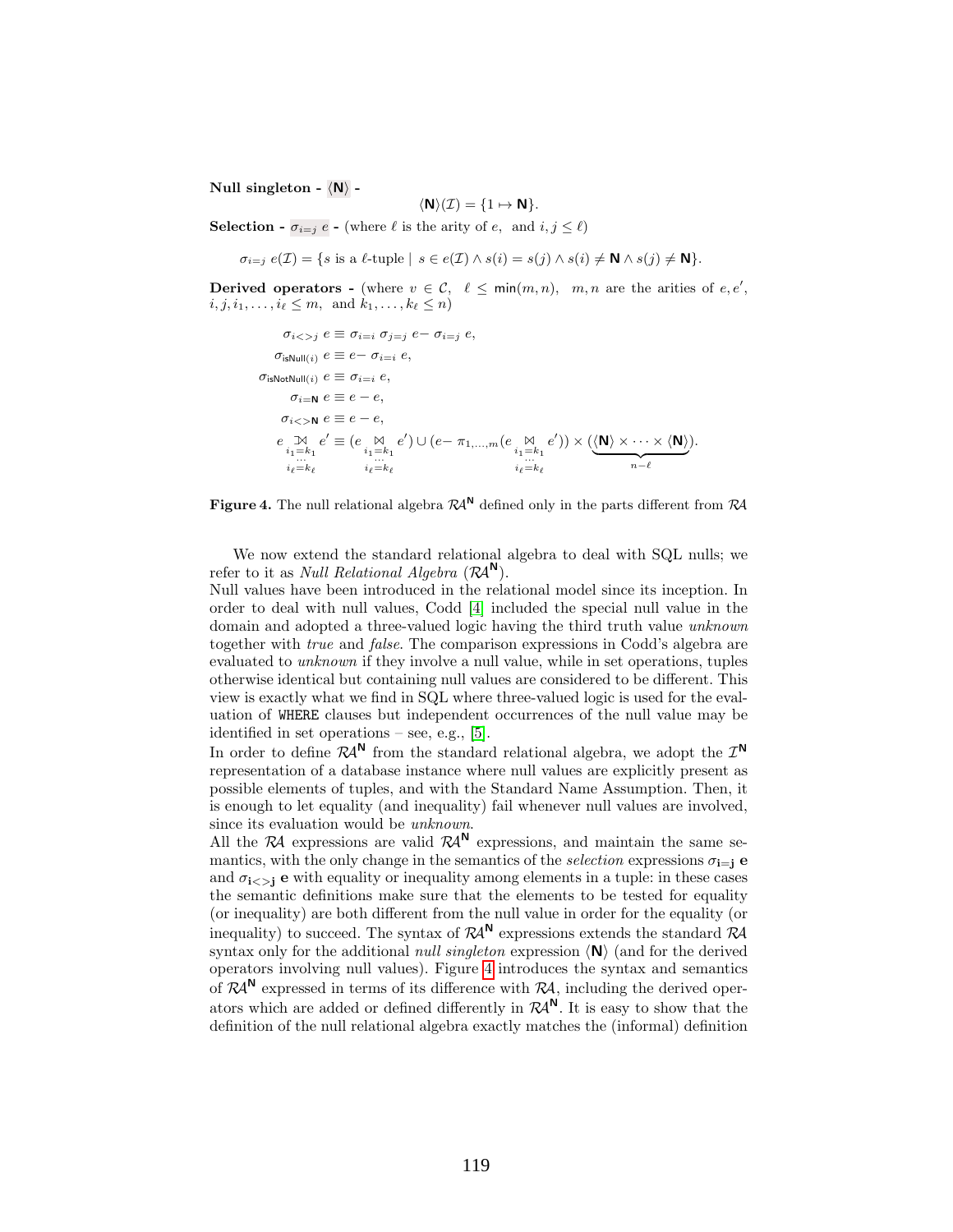**Null singleton -** $\langle \mathsf{N} \rangle$ **-**

$$\langle \mathsf{N} \rangle(\mathcal{I}) = \{1 \mapsto \mathsf{N}\}.$$

**Selection -** $\sigma_{i=j}\ e$ **-** (where $\ell$ is the arity of $e$, and $i, j \leq \ell$)

$$\sigma_{i=j}\ e(\mathcal{I}) = \{s \text{ is a } \ell\text{-tuple} \mid s \in e(\mathcal{I}) \land s(i) = s(j) \land s(i) \neq \mathsf{N} \land s(j) \neq \mathsf{N}\}.$$

**Derived operators -** (where $v \in \mathcal{C}$, $\ell \leq \mathsf{min}(m, n)$, $m, n$ are the arities of $e, e'$, $i, j, i_1, \ldots, i_\ell \leq m$, and $k_1, \ldots, k_\ell \leq n$)

$$
\begin{aligned}
\sigma_{i<>j}\ e &\equiv \sigma_{i=i}\ \sigma_{j=j}\ e - \sigma_{i=j}\ e,\\
\sigma_{\mathsf{isNull}(i)}\ e &\equiv e - \sigma_{i=i}\ e,\\
\sigma_{\mathsf{isNotNull}(i)}\ e &\equiv \sigma_{i=i}\ e,\\
\sigma_{i=\mathsf{N}}\ e &\equiv e - e,\\
\sigma_{i<>\mathsf{N}}\ e &\equiv e - e,\\
e \underset{\substack{i_1=k_1\\ \cdots\\ i_\ell=k_\ell}}{⟕} e' &\equiv (e \underset{\substack{i_1=k_1\\ \cdots\\ i_\ell=k_\ell}}{\bowtie} e') \cup (e - \pi_{1,\ldots,m}(e \underset{\substack{i_1=k_1\\ \cdots\\ i_\ell=k_\ell}}{\bowtie} e')) \times (\underbrace{\langle \mathsf{N} \rangle \times \cdots \times \langle \mathsf{N} \rangle}_{n-\ell}).
\end{aligned}
$$

**Figure 4.** The null relational algebra $\mathcal{RA}^{\mathsf{N}}$ defined only in the parts different from $\mathcal{RA}$

We now extend the standard relational algebra to deal with SQL nulls; we refer to it as *Null Relational Algebra* ($\mathcal{RA}^{\mathsf{N}}$).
Null values have been introduced in the relational model since its inception. In order to deal with null values, Codd [4] included the special null value in the domain and adopted a three-valued logic having the third truth value *unknown* together with *true* and *false*. The comparison expressions in Codd's algebra are evaluated to *unknown* if they involve a null value, while in set operations, tuples otherwise identical but containing null values are considered to be different. This view is exactly what we find in SQL where three-valued logic is used for the evaluation of `WHERE` clauses but independent occurrences of the null value may be identified in set operations – see, e.g., [5].
In order to define $\mathcal{RA}^{\mathsf{N}}$ from the standard relational algebra, we adopt the $\mathcal{I}^{\mathsf{N}}$ representation of a database instance where null values are explicitly present as possible elements of tuples, and with the Standard Name Assumption. Then, it is enough to let equality (and inequality) fail whenever null values are involved, since its evaluation would be *unknown*.
All the $\mathcal{RA}$ expressions are valid $\mathcal{RA}^{\mathsf{N}}$ expressions, and maintain the same semantics, with the only change in the semantics of the *selection* expressions $\sigma_{\mathbf{i=j}}\ \mathbf{e}$ and $\sigma_{\mathbf{i<>j}}\ \mathbf{e}$ with equality or inequality among elements in a tuple: in these cases the semantic definitions make sure that the elements to be tested for equality (or inequality) are both different from the null value in order for the equality (or inequality) to succeed. The syntax of $\mathcal{RA}^{\mathsf{N}}$ expressions extends the standard $\mathcal{RA}$ syntax only for the additional *null singleton* expression $\langle \mathsf{N} \rangle$ (and for the derived operators involving null values). Figure 4 introduces the syntax and semantics of $\mathcal{RA}^{\mathsf{N}}$ expressed in terms of its difference with $\mathcal{RA}$, including the derived operators which are added or defined differently in $\mathcal{RA}^{\mathsf{N}}$. It is easy to show that the definition of the null relational algebra exactly matches the (informal) definition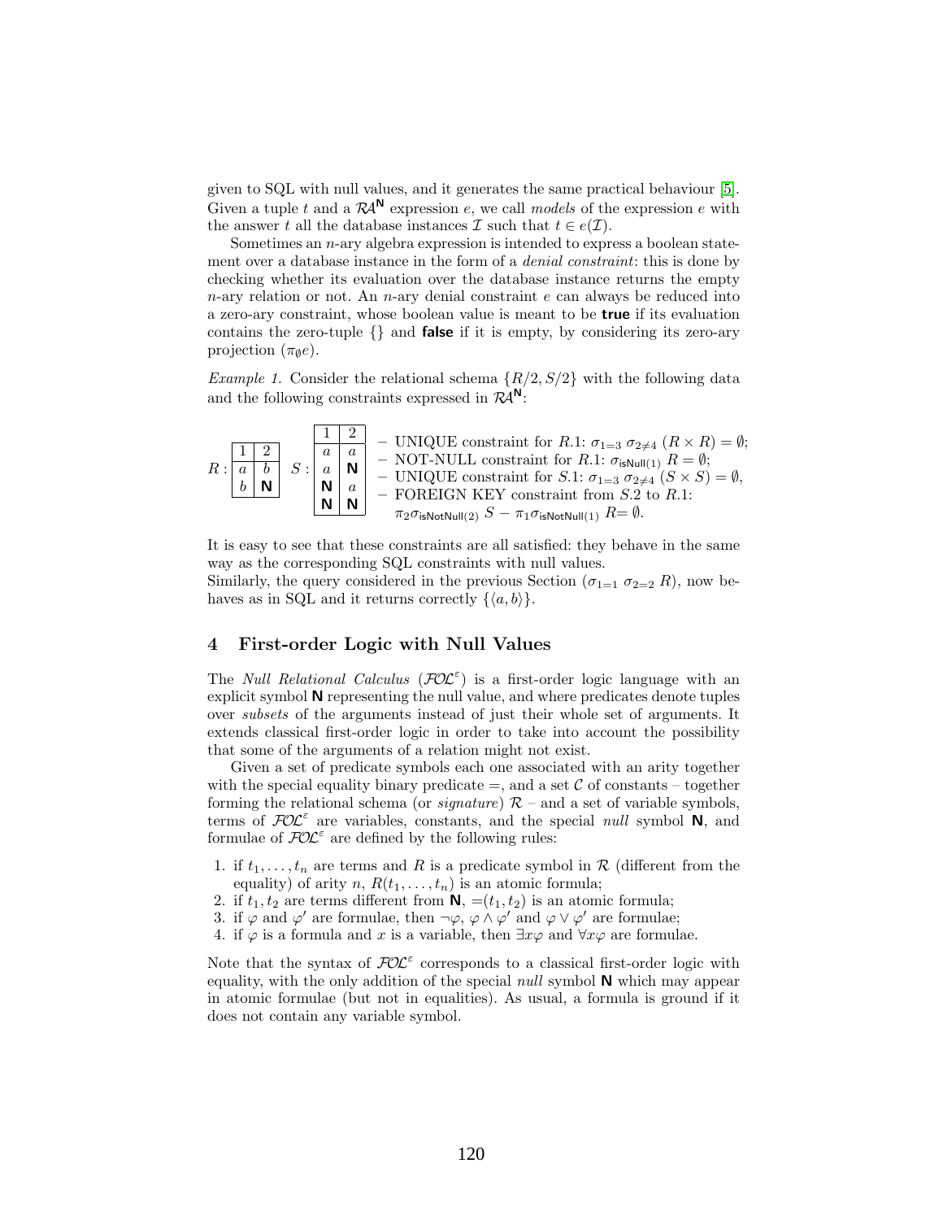given to SQL with null values, and it generates the same practical behaviour [5]. Given a tuple $t$ and a $\mathcal{RA}^{\mathbf{N}}$ expression $e$, we call *models* of the expression $e$ with the answer $t$ all the database instances $\mathcal{I}$ such that $t \in e(\mathcal{I})$.

Sometimes an $n$-ary algebra expression is intended to express a boolean statement over a database instance in the form of a *denial constraint*: this is done by checking whether its evaluation over the database instance returns the empty $n$-ary relation or not. An $n$-ary denial constraint $e$ can always be reduced into a zero-ary constraint, whose boolean value is meant to be **true** if its evaluation contains the zero-tuple $\{\}$ and **false** if it is empty, by considering its zero-ary projection $(\pi_{\emptyset} e)$.

*Example 1.* Consider the relational schema $\{R/2, S/2\}$ with the following data and the following constraints expressed in $\mathcal{RA}^{\mathbf{N}}$:

$R$:

| 1 | 2 |
|---|---|
| $a$ | $b$ |
| $b$ | **N** |

$S$:

| 1 | 2 |
|---|---|
| $a$ | $a$ |
| $a$ | **N** |
| **N** | $a$ |
| **N** | **N** |

- UNIQUE constraint for $R.1$: $\sigma_{1=3}\ \sigma_{2\neq 4}\ (R \times R) = \emptyset$;
- NOT-NULL constraint for $R.1$: $\sigma_{\mathsf{isNull}(1)}\ R = \emptyset$;
- UNIQUE constraint for $S.1$: $\sigma_{1=3}\ \sigma_{2\neq 4}\ (S \times S) = \emptyset$,
- FOREIGN KEY constraint from $S.2$ to $R.1$:
  $\pi_2 \sigma_{\mathsf{isNotNull}(2)}\ S - \pi_1 \sigma_{\mathsf{isNotNull}(1)}\ R = \emptyset$.

It is easy to see that these constraints are all satisfied: they behave in the same way as the corresponding SQL constraints with null values.
Similarly, the query considered in the previous Section ($\sigma_{1=1}\ \sigma_{2=2}\ R$), now behaves as in SQL and it returns correctly $\{\langle a, b\rangle\}$.

## 4 First-order Logic with Null Values

The *Null Relational Calculus* ($\mathcal{FOL}^{\varepsilon}$) is a first-order logic language with an explicit symbol **N** representing the null value, and where predicates denote tuples over *subsets* of the arguments instead of just their whole set of arguments. It extends classical first-order logic in order to take into account the possibility that some of the arguments of a relation might not exist.

Given a set of predicate symbols each one associated with an arity together with the special equality binary predicate $=$, and a set $\mathcal{C}$ of constants – together forming the relational schema (or *signature*) $\mathcal{R}$ – and a set of variable symbols, terms of $\mathcal{FOL}^{\varepsilon}$ are variables, constants, and the special *null* symbol **N**, and formulae of $\mathcal{FOL}^{\varepsilon}$ are defined by the following rules:

1. if $t_1, \ldots, t_n$ are terms and $R$ is a predicate symbol in $\mathcal{R}$ (different from the equality) of arity $n$, $R(t_1, \ldots, t_n)$ is an atomic formula;
2. if $t_1, t_2$ are terms different from **N**, $=(t_1, t_2)$ is an atomic formula;
3. if $\varphi$ and $\varphi'$ are formulae, then $\neg\varphi$, $\varphi \wedge \varphi'$ and $\varphi \vee \varphi'$ are formulae;
4. if $\varphi$ is a formula and $x$ is a variable, then $\exists x \varphi$ and $\forall x \varphi$ are formulae.

Note that the syntax of $\mathcal{FOL}^{\varepsilon}$ corresponds to a classical first-order logic with equality, with the only addition of the special *null* symbol **N** which may appear in atomic formulae (but not in equalities). As usual, a formula is ground if it does not contain any variable symbol.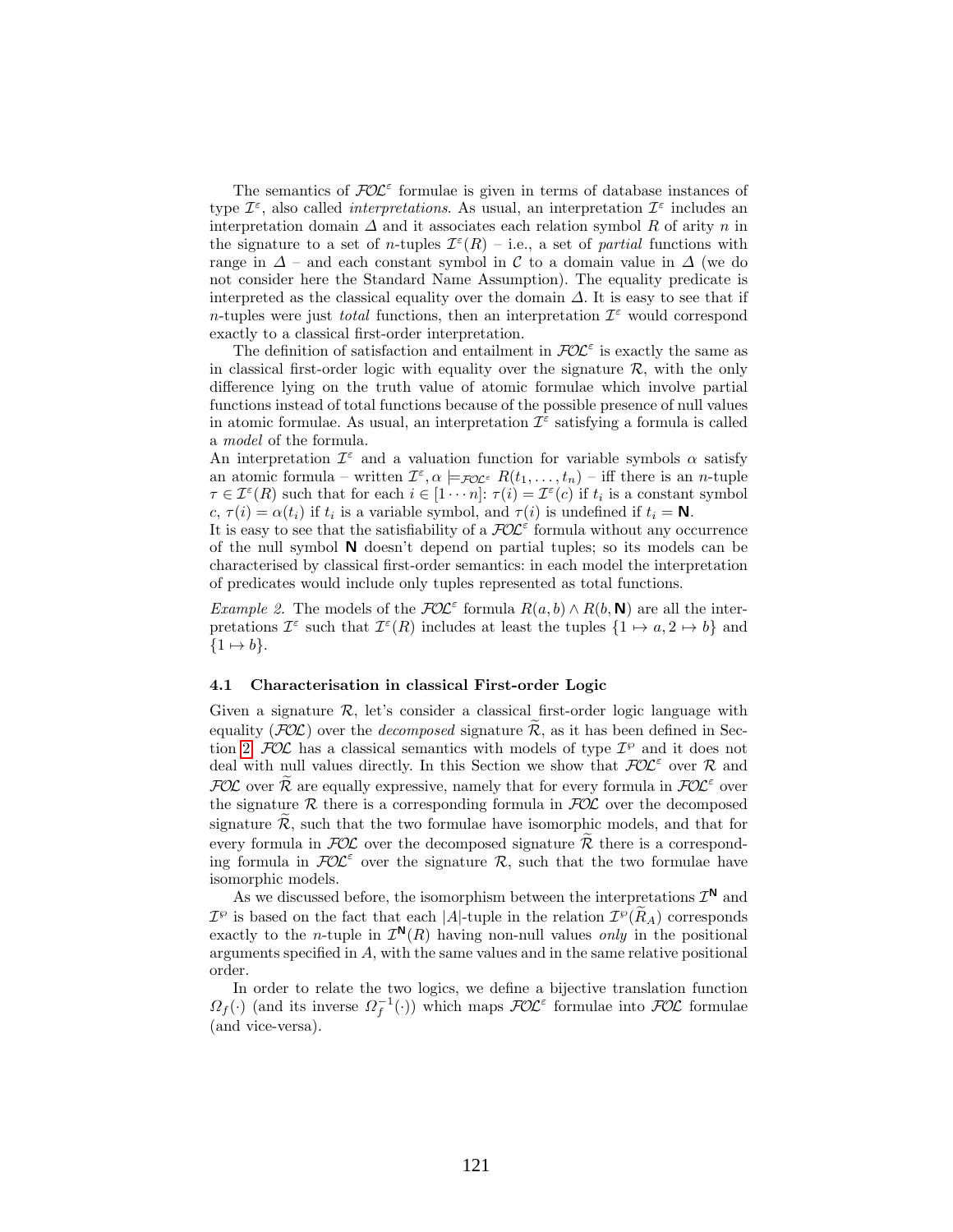The semantics of $\mathcal{FOL}^{\varepsilon}$ formulae is given in terms of database instances of type $\mathcal{I}^{\varepsilon}$, also called *interpretations*. As usual, an interpretation $\mathcal{I}^{\varepsilon}$ includes an interpretation domain $\Delta$ and it associates each relation symbol $R$ of arity $n$ in the signature to a set of $n$-tuples $\mathcal{I}^{\varepsilon}(R)$ – i.e., a set of *partial* functions with range in $\Delta$ – and each constant symbol in $\mathcal{C}$ to a domain value in $\Delta$ (we do not consider here the Standard Name Assumption). The equality predicate is interpreted as the classical equality over the domain $\Delta$. It is easy to see that if $n$-tuples were just *total* functions, then an interpretation $\mathcal{I}^{\varepsilon}$ would correspond exactly to a classical first-order interpretation.

The definition of satisfaction and entailment in $\mathcal{FOL}^{\varepsilon}$ is exactly the same as in classical first-order logic with equality over the signature $\mathcal{R}$, with the only difference lying on the truth value of atomic formulae which involve partial functions instead of total functions because of the possible presence of null values in atomic formulae. As usual, an interpretation $\mathcal{I}^{\varepsilon}$ satisfying a formula is called a *model* of the formula.
An interpretation $\mathcal{I}^{\varepsilon}$ and a valuation function for variable symbols $\alpha$ satisfy an atomic formula – written $\mathcal{I}^{\varepsilon}, \alpha \models_{\mathcal{FOL}^{\varepsilon}} R(t_1, \ldots, t_n)$ – iff there is an $n$-tuple $\tau \in \mathcal{I}^{\varepsilon}(R)$ such that for each $i \in [1 \cdots n]$: $\tau(i) = \mathcal{I}^{\varepsilon}(c)$ if $t_i$ is a constant symbol $c$, $\tau(i) = \alpha(t_i)$ if $t_i$ is a variable symbol, and $\tau(i)$ is undefined if $t_i = \mathbf{N}$.
It is easy to see that the satisfiability of a $\mathcal{FOL}^{\varepsilon}$ formula without any occurrence of the null symbol $\mathbf{N}$ doesn't depend on partial tuples; so its models can be characterised by classical first-order semantics: in each model the interpretation of predicates would include only tuples represented as total functions.

*Example 2.* The models of the $\mathcal{FOL}^{\varepsilon}$ formula $R(a, b) \wedge R(b, \mathbf{N})$ are all the interpretations $\mathcal{I}^{\varepsilon}$ such that $\mathcal{I}^{\varepsilon}(R)$ includes at least the tuples $\{1 \mapsto a, 2 \mapsto b\}$ and $\{1 \mapsto b\}$.

### 4.1 Characterisation in classical First-order Logic

Given a signature $\mathcal{R}$, let's consider a classical first-order logic language with equality ($\mathcal{FOL}$) over the *decomposed* signature $\widetilde{\mathcal{R}}$, as it has been defined in Section 2. $\mathcal{FOL}$ has a classical semantics with models of type $\mathcal{I}^{\wp}$ and it does not deal with null values directly. In this Section we show that $\mathcal{FOL}^{\varepsilon}$ over $\mathcal{R}$ and $\mathcal{FOL}$ over $\widetilde{\mathcal{R}}$ are equally expressive, namely that for every formula in $\mathcal{FOL}^{\varepsilon}$ over the signature $\mathcal{R}$ there is a corresponding formula in $\mathcal{FOL}$ over the decomposed signature $\widetilde{\mathcal{R}}$, such that the two formulae have isomorphic models, and that for every formula in $\mathcal{FOL}$ over the decomposed signature $\widetilde{\mathcal{R}}$ there is a corresponding formula in $\mathcal{FOL}^{\varepsilon}$ over the signature $\mathcal{R}$, such that the two formulae have isomorphic models.

As we discussed before, the isomorphism between the interpretations $\mathcal{I}^{\mathbf{N}}$ and $\mathcal{I}^{\wp}$ is based on the fact that each $|A|$-tuple in the relation $\mathcal{I}^{\wp}(\widetilde{R}_A)$ corresponds exactly to the $n$-tuple in $\mathcal{I}^{\mathbf{N}}(R)$ having non-null values *only* in the positional arguments specified in $A$, with the same values and in the same relative positional order.

In order to relate the two logics, we define a bijective translation function $\Omega_f(\cdot)$ (and its inverse $\Omega_f^{-1}(\cdot)$) which maps $\mathcal{FOL}^{\varepsilon}$ formulae into $\mathcal{FOL}$ formulae (and vice-versa).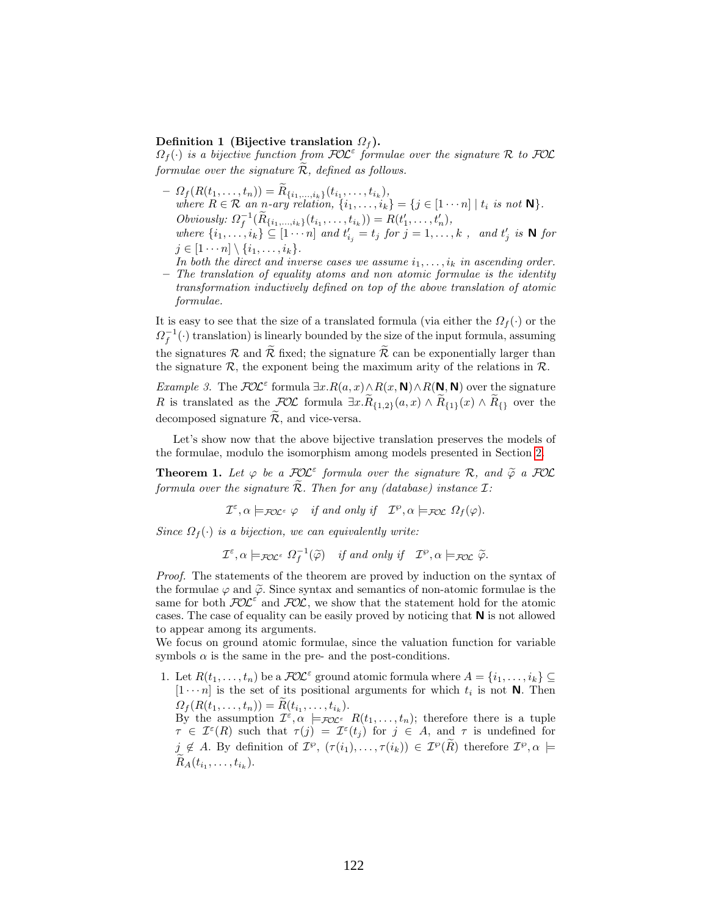**Definition 1 (Bijective translation $\Omega_f$).**
*$\Omega_f(\cdot)$ is a bijective function from $\mathcal{FOL}^\varepsilon$ formulae over the signature $\mathcal{R}$ to $\mathcal{FOL}$ formulae over the signature $\widetilde{\mathcal{R}}$, defined as follows.*

- $\Omega_f(R(t_1,\ldots,t_n)) = \widetilde{R}_{\{i_1,\ldots,i_k\}}(t_{i_1},\ldots,t_{i_k})$,
  *where $R \in \mathcal{R}$ an $n$-ary relation, $\{i_1,\ldots,i_k\} = \{j \in [1\cdots n] \mid t_i$ is not $\mathbf{N}\}$.*
  *Obviously: $\Omega_f^{-1}(\widetilde{R}_{\{i_1,\ldots,i_k\}}(t_{i_1},\ldots,t_{i_k})) = R(t'_1,\ldots,t'_n)$,*
  *where $\{i_1,\ldots,i_k\} \subseteq [1\cdots n]$ and $t'_{i_j} = t_j$ for $j = 1,\ldots,k$ , and $t'_j$ is $\mathbf{N}$ for $j \in [1\cdots n] \setminus \{i_1,\ldots,i_k\}$.*
  *In both the direct and inverse cases we assume $i_1,\ldots,i_k$ in ascending order.*
- *The translation of equality atoms and non atomic formulae is the identity transformation inductively defined on top of the above translation of atomic formulae.*

It is easy to see that the size of a translated formula (via either the $\Omega_f(\cdot)$ or the $\Omega_f^{-1}(\cdot)$ translation) is linearly bounded by the size of the input formula, assuming the signatures $\mathcal{R}$ and $\widetilde{\mathcal{R}}$ fixed; the signature $\widetilde{\mathcal{R}}$ can be exponentially larger than the signature $\mathcal{R}$, the exponent being the maximum arity of the relations in $\mathcal{R}$.

*Example 3.* The $\mathcal{FOL}^\varepsilon$ formula $\exists x.R(a,x) \wedge R(x,\mathbf{N}) \wedge R(\mathbf{N},\mathbf{N})$ over the signature $R$ is translated as the $\mathcal{FOL}$ formula $\exists x.\widetilde{R}_{\{1,2\}}(a,x) \wedge \widetilde{R}_{\{1\}}(x) \wedge \widetilde{R}_{\{\}}$ over the decomposed signature $\widetilde{\mathcal{R}}$, and vice-versa.

Let's show now that the above bijective translation preserves the models of the formulae, modulo the isomorphism among models presented in Section 2.

**Theorem 1.** *Let $\varphi$ be a $\mathcal{FOL}^\varepsilon$ formula over the signature $\mathcal{R}$, and $\widetilde{\varphi}$ a $\mathcal{FOL}$ formula over the signature $\widetilde{\mathcal{R}}$. Then for any (database) instance $\mathcal{I}$:*

$$\mathcal{I}^\varepsilon, \alpha \models_{\mathcal{FOL}^\varepsilon} \varphi \quad \textit{if and only if} \quad \mathcal{I}^\wp, \alpha \models_{\mathcal{FOL}} \Omega_f(\varphi).$$

*Since $\Omega_f(\cdot)$ is a bijection, we can equivalently write:*

$$\mathcal{I}^\varepsilon, \alpha \models_{\mathcal{FOL}^\varepsilon} \Omega_f^{-1}(\widetilde{\varphi}) \quad \textit{if and only if} \quad \mathcal{I}^\wp, \alpha \models_{\mathcal{FOL}} \widetilde{\varphi}.$$

*Proof.* The statements of the theorem are proved by induction on the syntax of the formulae $\varphi$ and $\widetilde{\varphi}$. Since syntax and semantics of non-atomic formulae is the same for both $\mathcal{FOL}^\varepsilon$ and $\mathcal{FOL}$, we show that the statement hold for the atomic cases. The case of equality can be easily proved by noticing that $\mathbf{N}$ is not allowed to appear among its arguments.
We focus on ground atomic formulae, since the valuation function for variable symbols $\alpha$ is the same in the pre- and the post-conditions.

1. Let $R(t_1,\ldots,t_n)$ be a $\mathcal{FOL}^\varepsilon$ ground atomic formula where $A = \{i_1,\ldots,i_k\} \subseteq [1\cdots n]$ is the set of its positional arguments for which $t_i$ is not $\mathbf{N}$. Then $\Omega_f(R(t_1,\ldots,t_n)) = \widetilde{R}(t_{i_1},\ldots,t_{i_k})$.
   By the assumption $\mathcal{I}^\varepsilon, \alpha \models_{\mathcal{FOL}^\varepsilon} R(t_1,\ldots,t_n)$; therefore there is a tuple $\tau \in \mathcal{I}^\varepsilon(R)$ such that $\tau(j) = \mathcal{I}^\varepsilon(t_j)$ for $j \in A$, and $\tau$ is undefined for $j \notin A$. By definition of $\mathcal{I}^\wp$, $(\tau(i_1),\ldots,\tau(i_k)) \in \mathcal{I}^\wp(\widetilde{R})$ therefore $\mathcal{I}^\wp, \alpha \models \widetilde{R}_A(t_{i_1},\ldots,t_{i_k})$.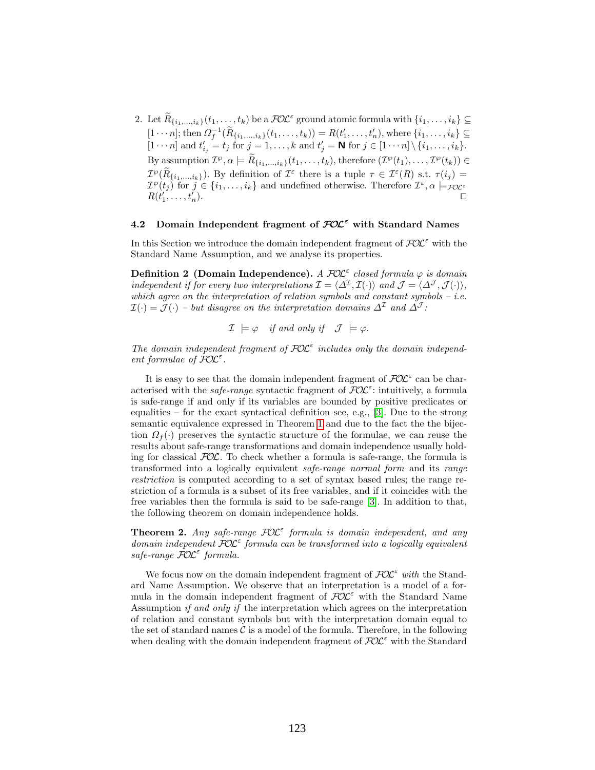2. Let $\widetilde{R}_{\{i_1,\ldots,i_k\}}(t_1,\ldots,t_k)$ be a $\mathcal{FOL}^\varepsilon$ ground atomic formula with $\{i_1,\ldots,i_k\} \subseteq [1\cdots n]$; then $\Omega_f^{-1}(\widetilde{R}_{\{i_1,\ldots,i_k\}}(t_1,\ldots,t_k)) = R(t'_1,\ldots,t'_n)$, where $\{i_1,\ldots,i_k\} \subseteq [1\cdots n]$ and $t'_{i_j} = t_j$ for $j = 1,\ldots,k$ and $t'_j = \mathsf{N}$ for $j \in [1\cdots n] \setminus \{i_1,\ldots,i_k\}$. By assumption $\mathcal{I}^\wp, \alpha \models \widetilde{R}_{\{i_1,\ldots,i_k\}}(t_1,\ldots,t_k)$, therefore $(\mathcal{I}^\wp(t_1),\ldots,\mathcal{I}^\wp(t_k)) \in \mathcal{I}^\wp(\widetilde{R}_{\{i_1,\ldots,i_k\}})$. By definition of $\mathcal{I}^\varepsilon$ there is a tuple $\tau \in \mathcal{I}^\varepsilon(R)$ s.t. $\tau(i_j) = \mathcal{I}^\wp(t_j)$ for $j \in \{i_1,\ldots,i_k\}$ and undefined otherwise. Therefore $\mathcal{I}^\varepsilon, \alpha \models_{\mathcal{FOL}^\varepsilon} R(t'_1,\ldots,t'_n)$. □

### 4.2 Domain Independent fragment of $\mathcal{FOL}^\varepsilon$ with Standard Names

In this Section we introduce the domain independent fragment of $\mathcal{FOL}^\varepsilon$ with the Standard Name Assumption, and we analyse its properties.

**Definition 2 (Domain Independence).** *A $\mathcal{FOL}^\varepsilon$ closed formula $\varphi$ is domain independent if for every two interpretations $\mathcal{I} = \langle \Delta^\mathcal{I}, \mathcal{I}(\cdot)\rangle$ and $\mathcal{J} = \langle \Delta^\mathcal{J}, \mathcal{J}(\cdot)\rangle$, which agree on the interpretation of relation symbols and constant symbols – i.e. $\mathcal{I}(\cdot) = \mathcal{J}(\cdot)$ – but disagree on the interpretation domains $\Delta^\mathcal{I}$ and $\Delta^\mathcal{J}$:*

$$\mathcal{I} \models \varphi \quad \text{if and only if} \quad \mathcal{J} \models \varphi.$$

*The domain independent fragment of $\mathcal{FOL}^\varepsilon$ includes only the domain independent formulae of $\mathcal{FOL}^\varepsilon$.*

It is easy to see that the domain independent fragment of $\mathcal{FOL}^\varepsilon$ can be characterised with the *safe-range* syntactic fragment of $\mathcal{FOL}^\varepsilon$: intuitively, a formula is safe-range if and only if its variables are bounded by positive predicates or equalities – for the exact syntactical definition see, e.g., [3]. Due to the strong semantic equivalence expressed in Theorem 1 and due to the fact the the bijection $\Omega_f(\cdot)$ preserves the syntactic structure of the formulae, we can reuse the results about safe-range transformations and domain independence usually holding for classical $\mathcal{FOL}$. To check whether a formula is safe-range, the formula is transformed into a logically equivalent *safe-range normal form* and its *range restriction* is computed according to a set of syntax based rules; the range restriction of a formula is a subset of its free variables, and if it coincides with the free variables then the formula is said to be safe-range [3]. In addition to that, the following theorem on domain independence holds.

**Theorem 2.** *Any safe-range $\mathcal{FOL}^\varepsilon$ formula is domain independent, and any domain independent $\mathcal{FOL}^\varepsilon$ formula can be transformed into a logically equivalent safe-range $\mathcal{FOL}^\varepsilon$ formula.*

We focus now on the domain independent fragment of $\mathcal{FOL}^\varepsilon$ *with* the Standard Name Assumption. We observe that an interpretation is a model of a formula in the domain independent fragment of $\mathcal{FOL}^\varepsilon$ with the Standard Name Assumption *if and only if* the interpretation which agrees on the interpretation of relation and constant symbols but with the interpretation domain equal to the set of standard names $\mathcal{C}$ is a model of the formula. Therefore, in the following when dealing with the domain independent fragment of $\mathcal{FOL}^\varepsilon$ with the Standard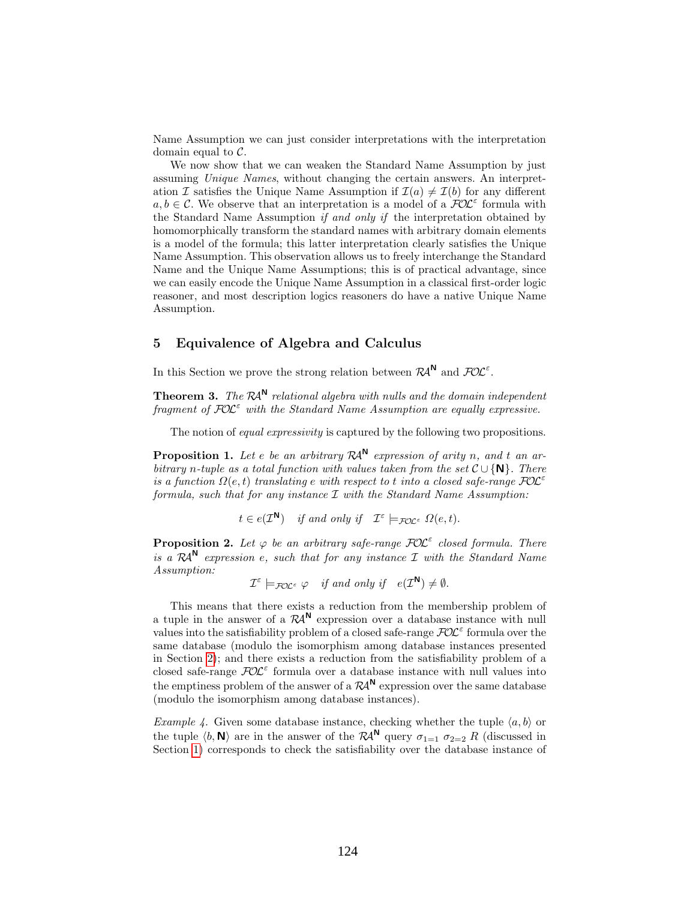Name Assumption we can just consider interpretations with the interpretation domain equal to $\mathcal{C}$.

We now show that we can weaken the Standard Name Assumption by just assuming *Unique Names*, without changing the certain answers. An interpretation $\mathcal{I}$ satisfies the Unique Name Assumption if $\mathcal{I}(a) \neq \mathcal{I}(b)$ for any different $a, b \in \mathcal{C}$. We observe that an interpretation is a model of a $\mathcal{FOL}^{\varepsilon}$ formula with the Standard Name Assumption *if and only if* the interpretation obtained by homomorphically transform the standard names with arbitrary domain elements is a model of the formula; this latter interpretation clearly satisfies the Unique Name Assumption. This observation allows us to freely interchange the Standard Name and the Unique Name Assumptions; this is of practical advantage, since we can easily encode the Unique Name Assumption in a classical first-order logic reasoner, and most description logics reasoners do have a native Unique Name Assumption.

## 5 Equivalence of Algebra and Calculus

In this Section we prove the strong relation between $\mathcal{RA}^{\mathsf{N}}$ and $\mathcal{FOL}^{\varepsilon}$.

**Theorem 3.** *The $\mathcal{RA}^{\mathsf{N}}$ relational algebra with nulls and the domain independent fragment of $\mathcal{FOL}^{\varepsilon}$ with the Standard Name Assumption are equally expressive.*

The notion of *equal expressivity* is captured by the following two propositions.

**Proposition 1.** *Let $e$ be an arbitrary $\mathcal{RA}^{\mathsf{N}}$ expression of arity $n$, and $t$ an arbitrary $n$-tuple as a total function with values taken from the set $\mathcal{C} \cup \{\mathsf{N}\}$. There is a function $\Omega(e, t)$ translating $e$ with respect to $t$ into a closed safe-range $\mathcal{FOL}^{\varepsilon}$ formula, such that for any instance $\mathcal{I}$ with the Standard Name Assumption:*

$$t \in e(\mathcal{I}^{\mathsf{N}}) \quad \textit{if and only if} \quad \mathcal{I}^{\varepsilon} \models_{\mathcal{FOL}^{\varepsilon}} \Omega(e, t).$$

**Proposition 2.** *Let $\varphi$ be an arbitrary safe-range $\mathcal{FOL}^{\varepsilon}$ closed formula. There is a $\mathcal{RA}^{\mathsf{N}}$ expression $e$, such that for any instance $\mathcal{I}$ with the Standard Name Assumption:*

$$\mathcal{I}^{\varepsilon} \models_{\mathcal{FOL}^{\varepsilon}} \varphi \quad \textit{if and only if} \quad e(\mathcal{I}^{\mathsf{N}}) \neq \emptyset.$$

This means that there exists a reduction from the membership problem of a tuple in the answer of a $\mathcal{RA}^{\mathsf{N}}$ expression over a database instance with null values into the satisfiability problem of a closed safe-range $\mathcal{FOL}^{\varepsilon}$ formula over the same database (modulo the isomorphism among database instances presented in Section 2); and there exists a reduction from the satisfiability problem of a closed safe-range $\mathcal{FOL}^{\varepsilon}$ formula over a database instance with null values into the emptiness problem of the answer of a $\mathcal{RA}^{\mathsf{N}}$ expression over the same database (modulo the isomorphism among database instances).

*Example 4.* Given some database instance, checking whether the tuple $\langle a, b\rangle$ or the tuple $\langle b, \mathsf{N}\rangle$ are in the answer of the $\mathcal{RA}^{\mathsf{N}}$ query $\sigma_{1=1}\ \sigma_{2=2}\ R$ (discussed in Section 1) corresponds to check the satisfiability over the database instance of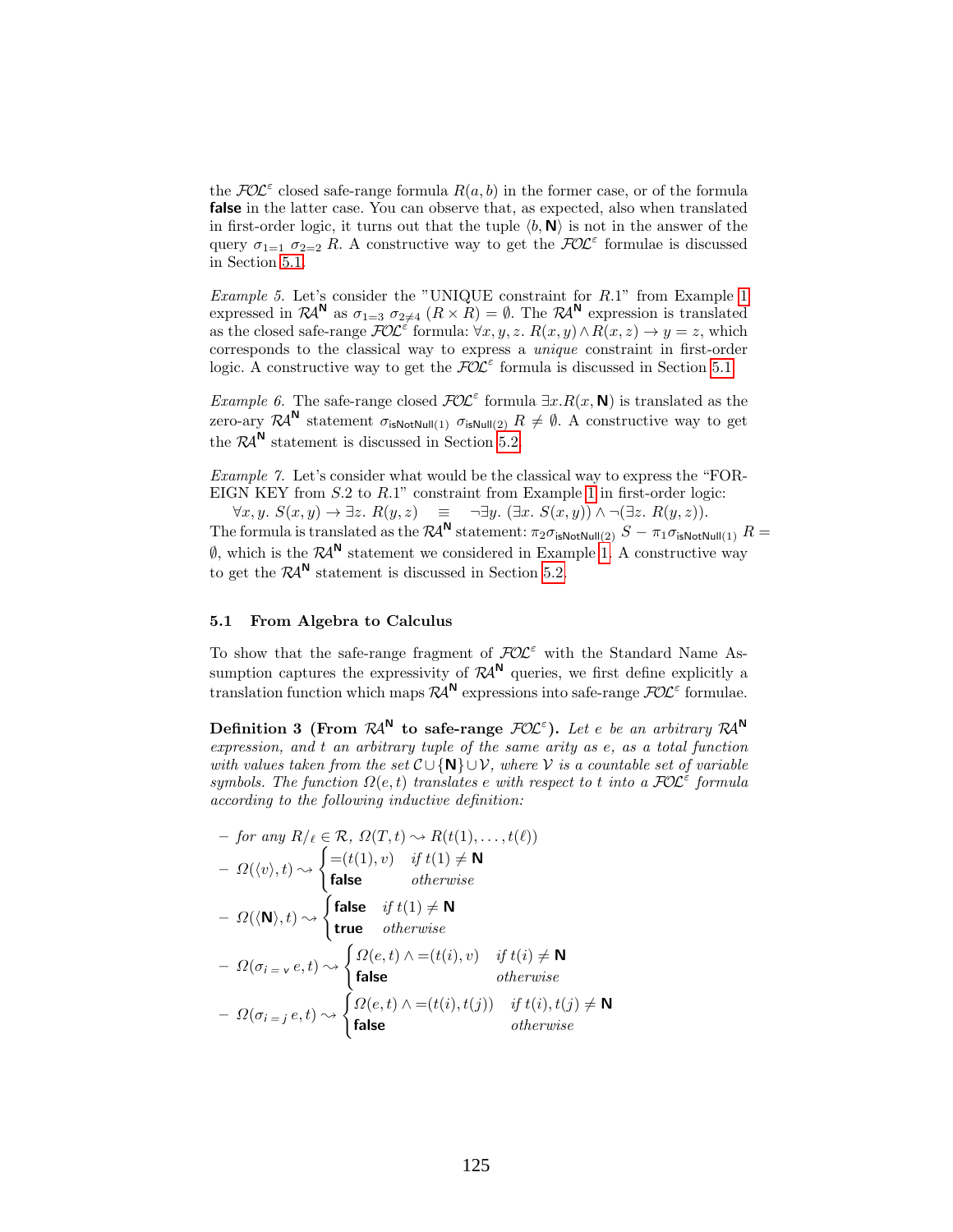the $\mathcal{FOL}^{\varepsilon}$ closed safe-range formula $R(a, b)$ in the former case, or of the formula **false** in the latter case. You can observe that, as expected, also when translated in first-order logic, it turns out that the tuple $\langle b, \mathbf{N}\rangle$ is not in the answer of the query $\sigma_{1=1}\ \sigma_{2=2}\ R$. A constructive way to get the $\mathcal{FOL}^{\varepsilon}$ formulae is discussed in Section 5.1.

*Example 5.* Let's consider the "UNIQUE constraint for $R.1$" from Example 1 expressed in $\mathcal{RA}^{\mathbf{N}}$ as $\sigma_{1=3}\ \sigma_{2\neq 4}\ (R \times R) = \emptyset$. The $\mathcal{RA}^{\mathbf{N}}$ expression is translated as the closed safe-range $\mathcal{FOL}^{\varepsilon}$ formula: $\forall x, y, z.\ R(x, y) \wedge R(x, z) \rightarrow y = z$, which corresponds to the classical way to express a *unique* constraint in first-order logic. A constructive way to get the $\mathcal{FOL}^{\varepsilon}$ formula is discussed in Section 5.1.

*Example 6.* The safe-range closed $\mathcal{FOL}^{\varepsilon}$ formula $\exists x. R(x, \mathbf{N})$ is translated as the zero-ary $\mathcal{RA}^{\mathbf{N}}$ statement $\sigma_{\mathsf{isNotNull}(1)}\ \sigma_{\mathsf{isNull}(2)}\ R \neq \emptyset$. A constructive way to get the $\mathcal{RA}^{\mathbf{N}}$ statement is discussed in Section 5.2.

*Example 7.* Let's consider what would be the classical way to express the "FOREIGN KEY from $S.2$ to $R.1$" constraint from Example 1 in first-order logic:

$$\forall x, y.\ S(x, y) \rightarrow \exists z.\ R(y, z) \quad \equiv \quad \neg \exists y.\ (\exists x.\ S(x, y)) \wedge \neg(\exists z.\ R(y, z)).$$

The formula is translated as the $\mathcal{RA}^{\mathbf{N}}$ statement: $\pi_2 \sigma_{\mathsf{isNotNull}(2)}\ S - \pi_1 \sigma_{\mathsf{isNotNull}(1)}\ R = \emptyset$, which is the $\mathcal{RA}^{\mathbf{N}}$ statement we considered in Example 1. A constructive way to get the $\mathcal{RA}^{\mathbf{N}}$ statement is discussed in Section 5.2.

### 5.1 From Algebra to Calculus

To show that the safe-range fragment of $\mathcal{FOL}^{\varepsilon}$ with the Standard Name Assumption captures the expressivity of $\mathcal{RA}^{\mathbf{N}}$ queries, we first define explicitly a translation function which maps $\mathcal{RA}^{\mathbf{N}}$ expressions into safe-range $\mathcal{FOL}^{\varepsilon}$ formulae.

**Definition 3 (From $\mathcal{RA}^{\mathbf{N}}$ to safe-range $\mathcal{FOL}^{\varepsilon}$).** *Let $e$ be an arbitrary $\mathcal{RA}^{\mathbf{N}}$ expression, and $t$ an arbitrary tuple of the same arity as $e$, as a total function with values taken from the set $\mathcal{C} \cup \{\mathbf{N}\} \cup \mathcal{V}$, where $\mathcal{V}$ is a countable set of variable symbols. The function $\Omega(e, t)$ translates $e$ with respect to $t$ into a $\mathcal{FOL}^{\varepsilon}$ formula according to the following inductive definition:*

- *for any $R/_{\ell} \in \mathcal{R}$, $\Omega(T, t) \rightsquigarrow R(t(1), \ldots, t(\ell))$*
- $\Omega(\langle v\rangle, t) \rightsquigarrow \begin{cases} =(t(1), v) & \textit{if } t(1) \neq \mathbf{N} \\ \mathbf{false} & \textit{otherwise} \end{cases}$
- $\Omega(\langle \mathbf{N}\rangle, t) \rightsquigarrow \begin{cases} \mathbf{false} & \textit{if } t(1) \neq \mathbf{N} \\ \mathbf{true} & \textit{otherwise} \end{cases}$
- $\Omega(\sigma_{i\, =\, v}\, e, t) \rightsquigarrow \begin{cases} \Omega(e, t) \wedge =(t(i), v) & \textit{if } t(i) \neq \mathbf{N} \\ \mathbf{false} & \textit{otherwise} \end{cases}$
- $\Omega(\sigma_{i\, =\, j}\, e, t) \rightsquigarrow \begin{cases} \Omega(e, t) \wedge =(t(i), t(j)) & \textit{if } t(i), t(j) \neq \mathbf{N} \\ \mathbf{false} & \textit{otherwise} \end{cases}$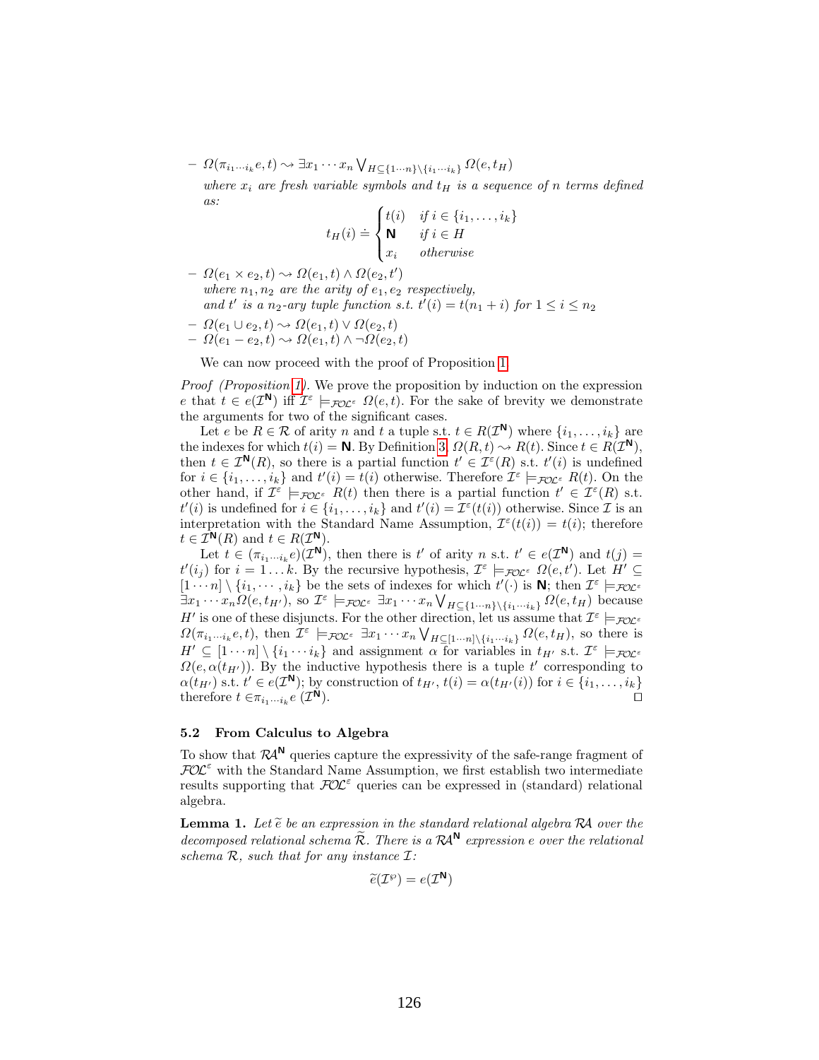– $\Omega(\pi_{i_1 \cdots i_k} e, t) \rightsquigarrow \exists x_1 \cdots x_n \bigvee_{H \subseteq \{1 \cdots n\} \setminus \{i_1 \cdots i_k\}} \Omega(e, t_H)$

*where $x_i$ are fresh variable symbols and $t_H$ is a sequence of $n$ terms defined as:*

$$t_H(i) \doteq \begin{cases} t(i) & \text{if } i \in \{i_1, \ldots, i_k\} \\ \mathbf{N} & \text{if } i \in H \\ x_i & \text{otherwise} \end{cases}$$

– $\Omega(e_1 \times e_2, t) \rightsquigarrow \Omega(e_1, t) \wedge \Omega(e_2, t')$
*where $n_1, n_2$ are the arity of $e_1, e_2$ respectively, and $t'$ is a $n_2$-ary tuple function s.t. $t'(i) = t(n_1 + i)$ for $1 \leq i \leq n_2$*

– $\Omega(e_1 \cup e_2, t) \rightsquigarrow \Omega(e_1, t) \vee \Omega(e_2, t)$

– $\Omega(e_1 - e_2, t) \rightsquigarrow \Omega(e_1, t) \wedge \neg\Omega(e_2, t)$

We can now proceed with the proof of Proposition 1.

*Proof (Proposition 1).* We prove the proposition by induction on the expression $e$ that $t \in e(\mathcal{I}^{\mathbf{N}})$ iff $\mathcal{I}^{\varepsilon} \models_{\mathcal{FOL}^{\varepsilon}} \Omega(e, t)$. For the sake of brevity we demonstrate the arguments for two of the significant cases.

Let $e$ be $R \in \mathcal{R}$ of arity $n$ and $t$ a tuple s.t. $t \in R(\mathcal{I}^{\mathbf{N}})$ where $\{i_1, \ldots, i_k\}$ are the indexes for which $t(i) = \mathbf{N}$. By Definition 3, $\Omega(R, t) \rightsquigarrow R(t)$. Since $t \in R(\mathcal{I}^{\mathbf{N}})$, then $t \in \mathcal{I}^{\mathbf{N}}(R)$, so there is a partial function $t' \in \mathcal{I}^{\varepsilon}(R)$ s.t. $t'(i)$ is undefined for $i \in \{i_1, \ldots, i_k\}$ and $t'(i) = t(i)$ otherwise. Therefore $\mathcal{I}^{\varepsilon} \models_{\mathcal{FOL}^{\varepsilon}} R(t)$. On the other hand, if $\mathcal{I}^{\varepsilon} \models_{\mathcal{FOL}^{\varepsilon}} R(t)$ then there is a partial function $t' \in \mathcal{I}^{\varepsilon}(R)$ s.t. $t'(i)$ is undefined for $i \in \{i_1, \ldots, i_k\}$ and $t'(i) = \mathcal{I}^{\varepsilon}(t(i))$ otherwise. Since $\mathcal{I}$ is an interpretation with the Standard Name Assumption, $\mathcal{I}^{\varepsilon}(t(i)) = t(i)$; therefore $t \in \mathcal{I}^{\mathbf{N}}(R)$ and $t \in R(\mathcal{I}^{\mathbf{N}})$.

Let $t \in (\pi_{i_1 \cdots i_k} e)(\mathcal{I}^{\mathbf{N}})$, then there is $t'$ of arity $n$ s.t. $t' \in e(\mathcal{I}^{\mathbf{N}})$ and $t(j) = t'(i_j)$ for $i = 1 \ldots k$. By the recursive hypothesis, $\mathcal{I}^{\varepsilon} \models_{\mathcal{FOL}^{\varepsilon}} \Omega(e, t')$. Let $H' \subseteq [1 \cdots n] \setminus \{i_1, \cdots, i_k\}$ be the sets of indexes for which $t'(\cdot)$ is $\mathbf{N}$; then $\mathcal{I}^{\varepsilon} \models_{\mathcal{FOL}^{\varepsilon}} \exists x_1 \cdots x_n \Omega(e, t_{H'})$, so $\mathcal{I}^{\varepsilon} \models_{\mathcal{FOL}^{\varepsilon}} \exists x_1 \cdots x_n \bigvee_{H \subseteq \{1 \cdots n\} \setminus \{i_1 \cdots i_k\}} \Omega(e, t_H)$ because $H'$ is one of these disjuncts. For the other direction, let us assume that $\mathcal{I}^{\varepsilon} \models_{\mathcal{FOL}^{\varepsilon}} \Omega(\pi_{i_1 \cdots i_k} e, t)$, then $\mathcal{I}^{\varepsilon} \models_{\mathcal{FOL}^{\varepsilon}} \exists x_1 \cdots x_n \bigvee_{H \subseteq [1 \cdots n] \setminus \{i_1 \cdots i_k\}} \Omega(e, t_H)$, so there is $H' \subseteq [1 \cdots n] \setminus \{i_1 \cdots i_k\}$ and assignment $\alpha$ for variables in $t_{H'}$ s.t. $\mathcal{I}^{\varepsilon} \models_{\mathcal{FOL}^{\varepsilon}} \Omega(e, \alpha(t_{H'}))$. By the inductive hypothesis there is a tuple $t'$ corresponding to $\alpha(t_{H'})$ s.t. $t' \in e(\mathcal{I}^{\mathbf{N}})$; by construction of $t_{H'}$, $t(i) = \alpha(t_{H'}(i))$ for $i \in \{i_1, \ldots, i_k\}$ therefore $t \in \pi_{i_1 \cdots i_k} e\, (\mathcal{I}^{\mathbf{N}})$. $\square$

### 5.2 From Calculus to Algebra

To show that $\mathcal{RA}^{\mathbf{N}}$ queries capture the expressivity of the safe-range fragment of $\mathcal{FOL}^{\varepsilon}$ with the Standard Name Assumption, we first establish two intermediate results supporting that $\mathcal{FOL}^{\varepsilon}$ queries can be expressed in (standard) relational algebra.

**Lemma 1.** *Let $\widetilde{e}$ be an expression in the standard relational algebra $\mathcal{RA}$ over the decomposed relational schema $\widetilde{\mathcal{R}}$. There is a $\mathcal{RA}^{\mathbf{N}}$ expression $e$ over the relational schema $\mathcal{R}$, such that for any instance $\mathcal{I}$:*

$$\widetilde{e}(\mathcal{I}^{\wp}) = e(\mathcal{I}^{\mathbf{N}})$$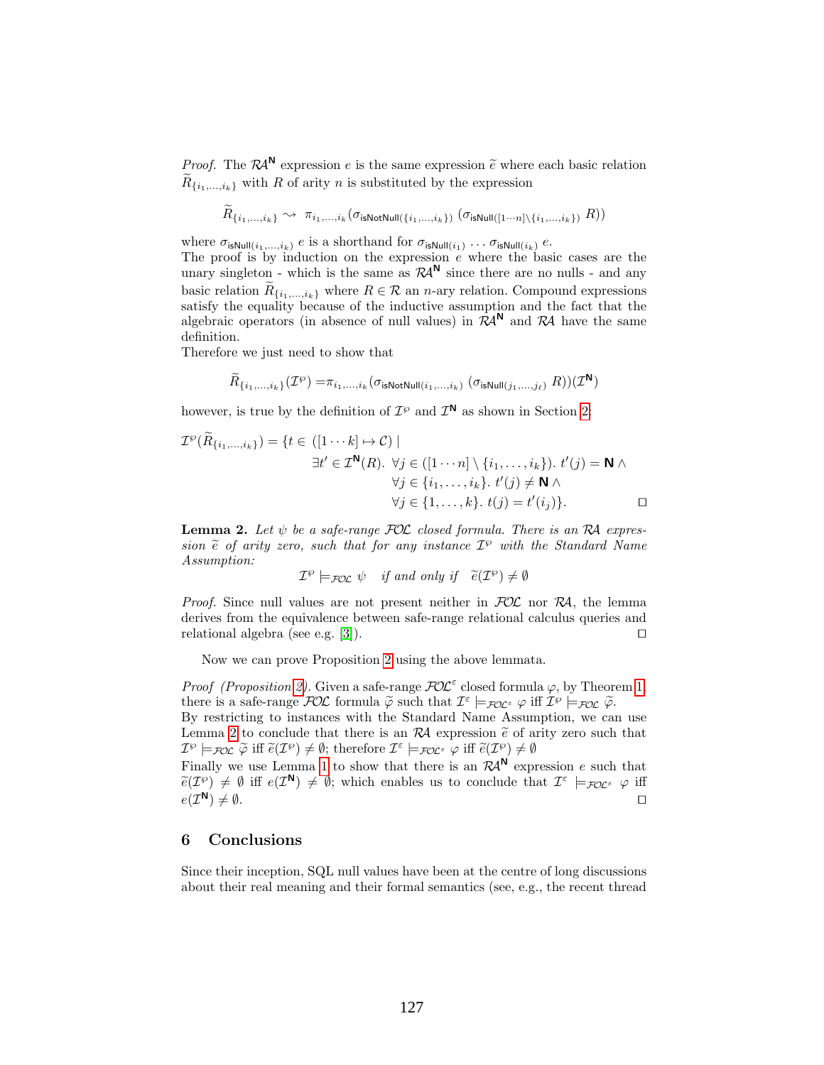*Proof.* The $\mathcal{RA}^{\mathsf{N}}$ expression $e$ is the same expression $\widetilde{e}$ where each basic relation $\widetilde{R}_{\{i_1,\ldots,i_k\}}$ with $R$ of arity $n$ is substituted by the expression

$$\widetilde{R}_{\{i_1,\ldots,i_k\}} \rightsquigarrow \pi_{i_1,\ldots,i_k}(\sigma_{\mathsf{isNotNull}(\{i_1,\ldots,i_k\})}\ (\sigma_{\mathsf{isNull}([1\cdots n]\setminus\{i_1,\ldots,i_k\})}\ R))$$

where $\sigma_{\mathsf{isNull}(i_1,\ldots,i_k)}\ e$ is a shorthand for $\sigma_{\mathsf{isNull}(i_1)} \ldots \sigma_{\mathsf{isNull}(i_k)}\ e$.
The proof is by induction on the expression $e$ where the basic cases are the unary singleton - which is the same as $\mathcal{RA}^{\mathsf{N}}$ since there are no nulls - and any basic relation $\widetilde{R}_{\{i_1,\ldots,i_k\}}$ where $R \in \mathcal{R}$ an $n$-ary relation. Compound expressions satisfy the equality because of the inductive assumption and the fact that the algebraic operators (in absence of null values) in $\mathcal{RA}^{\mathsf{N}}$ and $\mathcal{RA}$ have the same definition.
Therefore we just need to show that

$$\widetilde{R}_{\{i_1,\ldots,i_k\}}(\mathcal{I}^{\wp}) = \pi_{i_1,\ldots,i_k}(\sigma_{\mathsf{isNotNull}(i_1,\ldots,i_k)}\ (\sigma_{\mathsf{isNull}(j_1,\ldots,j_\ell)}\ R))(\mathcal{I}^{\mathsf{N}})$$

however, is true by the definition of $\mathcal{I}^{\wp}$ and $\mathcal{I}^{\mathsf{N}}$ as shown in Section 2:

$$\begin{aligned}\mathcal{I}^{\wp}(\widetilde{R}_{\{i_1,\ldots,i_k\}}) = \{t \in\ & ([1\cdots k] \mapsto \mathcal{C}) \mid \\ & \exists t' \in \mathcal{I}^{\mathsf{N}}(R).\ \forall j \in ([1\cdots n] \setminus \{i_1,\ldots,i_k\}).\ t'(j) = \mathsf{N} \wedge \\ & \qquad \forall j \in \{i_1,\ldots,i_k\}.\ t'(j) \neq \mathsf{N} \wedge \\ & \qquad \forall j \in \{1,\ldots,k\}.\ t(j) = t'(i_j)\}.\end{aligned}$$

□

**Lemma 2.** *Let $\psi$ be a safe-range $\mathcal{FOL}$ closed formula. There is an $\mathcal{RA}$ expression $\widetilde{e}$ of arity zero, such that for any instance $\mathcal{I}^{\wp}$ with the Standard Name Assumption:*

$$\mathcal{I}^{\wp} \models_{\mathcal{FOL}} \psi \quad \textit{if and only if} \quad \widetilde{e}(\mathcal{I}^{\wp}) \neq \emptyset$$

*Proof.* Since null values are not present neither in $\mathcal{FOL}$ nor $\mathcal{RA}$, the lemma derives from the equivalence between safe-range relational calculus queries and relational algebra (see e.g. [3]). □

Now we can prove Proposition 2 using the above lemmata.

*Proof (Proposition 2).* Given a safe-range $\mathcal{FOL}^{\varepsilon}$ closed formula $\varphi$, by Theorem 1, there is a safe-range $\mathcal{FOL}$ formula $\widetilde{\varphi}$ such that $\mathcal{I}^{\varepsilon} \models_{\mathcal{FOL}^{\varepsilon}} \varphi$ iff $\mathcal{I}^{\wp} \models_{\mathcal{FOL}} \widetilde{\varphi}$.
By restricting to instances with the Standard Name Assumption, we can use Lemma 2 to conclude that there is an $\mathcal{RA}$ expression $\widetilde{e}$ of arity zero such that $\mathcal{I}^{\wp} \models_{\mathcal{FOL}} \widetilde{\varphi}$ iff $\widetilde{e}(\mathcal{I}^{\wp}) \neq \emptyset$; therefore $\mathcal{I}^{\varepsilon} \models_{\mathcal{FOL}^{\varepsilon}} \varphi$ iff $\widetilde{e}(\mathcal{I}^{\wp}) \neq \emptyset$
Finally we use Lemma 1 to show that there is an $\mathcal{RA}^{\mathsf{N}}$ expression $e$ such that $\widetilde{e}(\mathcal{I}^{\wp}) \neq \emptyset$ iff $e(\mathcal{I}^{\mathsf{N}}) \neq \emptyset$; which enables us to conclude that $\mathcal{I}^{\varepsilon} \models_{\mathcal{FOL}^{\varepsilon}} \varphi$ iff $e(\mathcal{I}^{\mathsf{N}}) \neq \emptyset$. □

## 6 Conclusions

Since their inception, SQL null values have been at the centre of long discussions about their real meaning and their formal semantics (see, e.g., the recent thread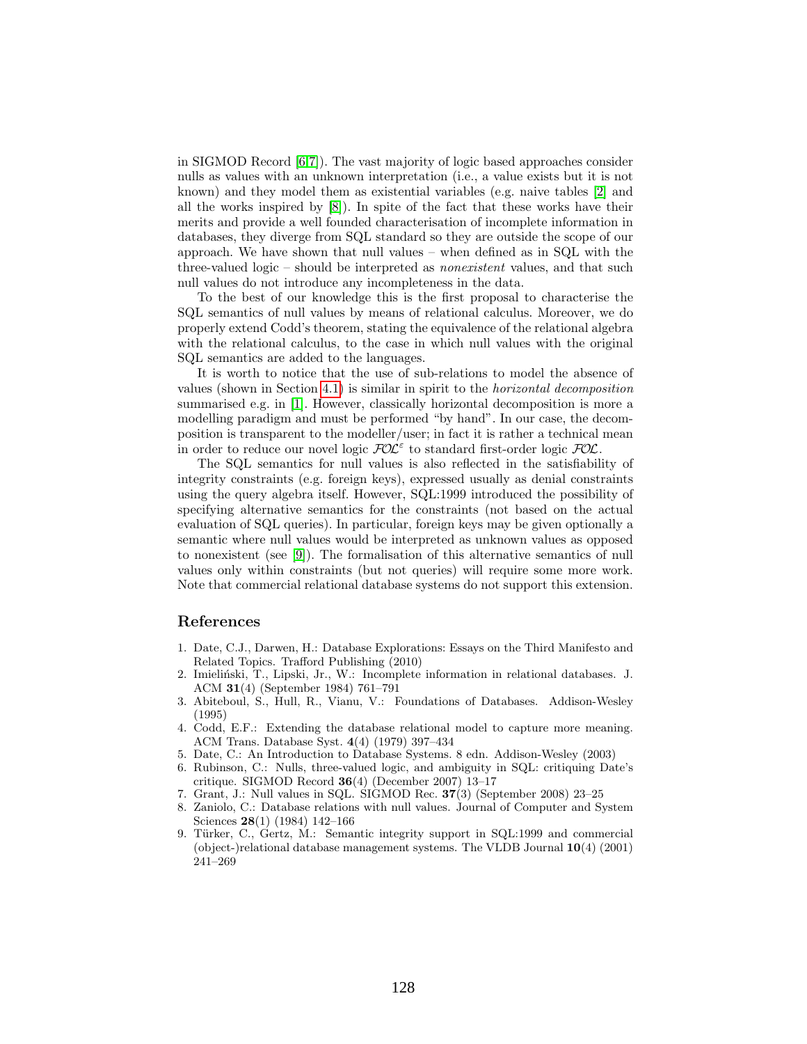in SIGMOD Record [6,7]). The vast majority of logic based approaches consider nulls as values with an unknown interpretation (i.e., a value exists but it is not known) and they model them as existential variables (e.g. naive tables [2] and all the works inspired by [8]). In spite of the fact that these works have their merits and provide a well founded characterisation of incomplete information in databases, they diverge from SQL standard so they are outside the scope of our approach. We have shown that null values – when defined as in SQL with the three-valued logic – should be interpreted as *nonexistent* values, and that such null values do not introduce any incompleteness in the data.

To the best of our knowledge this is the first proposal to characterise the SQL semantics of null values by means of relational calculus. Moreover, we do properly extend Codd's theorem, stating the equivalence of the relational algebra with the relational calculus, to the case in which null values with the original SQL semantics are added to the languages.

It is worth to notice that the use of sub-relations to model the absence of values (shown in Section 4.1) is similar in spirit to the *horizontal decomposition* summarised e.g. in [1]. However, classically horizontal decomposition is more a modelling paradigm and must be performed "by hand". In our case, the decomposition is transparent to the modeller/user; in fact it is rather a technical mean in order to reduce our novel logic $\mathcal{FOL}^{\varepsilon}$ to standard first-order logic $\mathcal{FOL}$.

The SQL semantics for null values is also reflected in the satisfiability of integrity constraints (e.g. foreign keys), expressed usually as denial constraints using the query algebra itself. However, SQL:1999 introduced the possibility of specifying alternative semantics for the constraints (not based on the actual evaluation of SQL queries). In particular, foreign keys may be given optionally a semantic where null values would be interpreted as unknown values as opposed to nonexistent (see [9]). The formalisation of this alternative semantics of null values only within constraints (but not queries) will require some more work. Note that commercial relational database systems do not support this extension.

## References

1. Date, C.J., Darwen, H.: Database Explorations: Essays on the Third Manifesto and Related Topics. Trafford Publishing (2010)
2. Imieliński, T., Lipski, Jr., W.: Incomplete information in relational databases. J. ACM **31**(4) (September 1984) 761–791
3. Abiteboul, S., Hull, R., Vianu, V.: Foundations of Databases. Addison-Wesley (1995)
4. Codd, E.F.: Extending the database relational model to capture more meaning. ACM Trans. Database Syst. **4**(4) (1979) 397–434
5. Date, C.: An Introduction to Database Systems. 8 edn. Addison-Wesley (2003)
6. Rubinson, C.: Nulls, three-valued logic, and ambiguity in SQL: critiquing Date's critique. SIGMOD Record **36**(4) (December 2007) 13–17
7. Grant, J.: Null values in SQL. SIGMOD Rec. **37**(3) (September 2008) 23–25
8. Zaniolo, C.: Database relations with null values. Journal of Computer and System Sciences **28**(1) (1984) 142–166
9. Türker, C., Gertz, M.: Semantic integrity support in SQL:1999 and commercial (object-)relational database management systems. The VLDB Journal **10**(4) (2001) 241–269